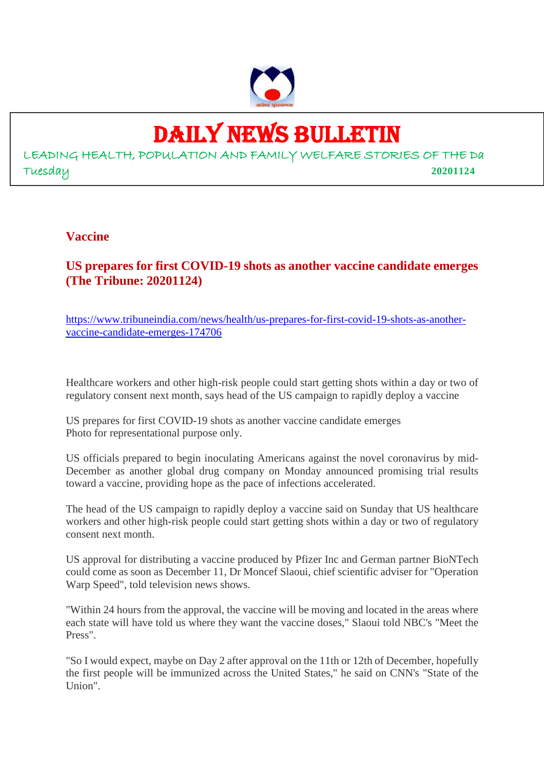# DAILY NEWS BULLETIN

LEADING HEALTH, POPULATION AND FAMILY WELFARE STORIES OF THE Da

Tuesday **20201124**

## Vaccine

### US prepares for first COVID-19 shots as another vaccine candidate emerges (The Tribune: 20201124)

https://www.tribuneindia.com/news/health/us-prepares-for-first-covid-19-shots-as-another-vaccine-candidate-emerges-174706

Healthcare workers and other high-risk people could start getting shots within a day or two of regulatory consent next month, says head of the US campaign to rapidly deploy a vaccine

US prepares for first COVID-19 shots as another vaccine candidate emerges
Photo for representational purpose only.

US officials prepared to begin inoculating Americans against the novel coronavirus by mid-December as another global drug company on Monday announced promising trial results toward a vaccine, providing hope as the pace of infections accelerated.

The head of the US campaign to rapidly deploy a vaccine said on Sunday that US healthcare workers and other high-risk people could start getting shots within a day or two of regulatory consent next month.

US approval for distributing a vaccine produced by Pfizer Inc and German partner BioNTech could come as soon as December 11, Dr Moncef Slaoui, chief scientific adviser for "Operation Warp Speed", told television news shows.

"Within 24 hours from the approval, the vaccine will be moving and located in the areas where each state will have told us where they want the vaccine doses," Slaoui told NBC's "Meet the Press".

"So I would expect, maybe on Day 2 after approval on the 11th or 12th of December, hopefully the first people will be immunized across the United States," he said on CNN's "State of the Union".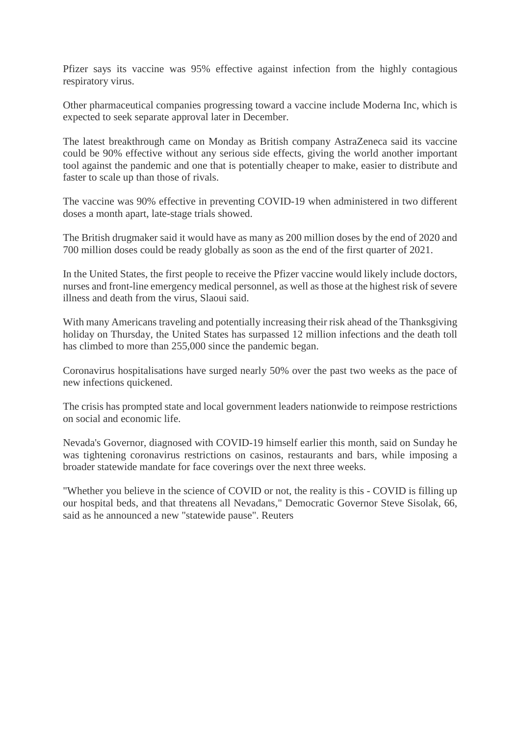Pfizer says its vaccine was 95% effective against infection from the highly contagious respiratory virus.

Other pharmaceutical companies progressing toward a vaccine include Moderna Inc, which is expected to seek separate approval later in December.

The latest breakthrough came on Monday as British company AstraZeneca said its vaccine could be 90% effective without any serious side effects, giving the world another important tool against the pandemic and one that is potentially cheaper to make, easier to distribute and faster to scale up than those of rivals.

The vaccine was 90% effective in preventing COVID-19 when administered in two different doses a month apart, late-stage trials showed.

The British drugmaker said it would have as many as 200 million doses by the end of 2020 and 700 million doses could be ready globally as soon as the end of the first quarter of 2021.

In the United States, the first people to receive the Pfizer vaccine would likely include doctors, nurses and front-line emergency medical personnel, as well as those at the highest risk of severe illness and death from the virus, Slaoui said.

With many Americans traveling and potentially increasing their risk ahead of the Thanksgiving holiday on Thursday, the United States has surpassed 12 million infections and the death toll has climbed to more than 255,000 since the pandemic began.

Coronavirus hospitalisations have surged nearly 50% over the past two weeks as the pace of new infections quickened.

The crisis has prompted state and local government leaders nationwide to reimpose restrictions on social and economic life.

Nevada's Governor, diagnosed with COVID-19 himself earlier this month, said on Sunday he was tightening coronavirus restrictions on casinos, restaurants and bars, while imposing a broader statewide mandate for face coverings over the next three weeks.

"Whether you believe in the science of COVID or not, the reality is this - COVID is filling up our hospital beds, and that threatens all Nevadans," Democratic Governor Steve Sisolak, 66, said as he announced a new "statewide pause". Reuters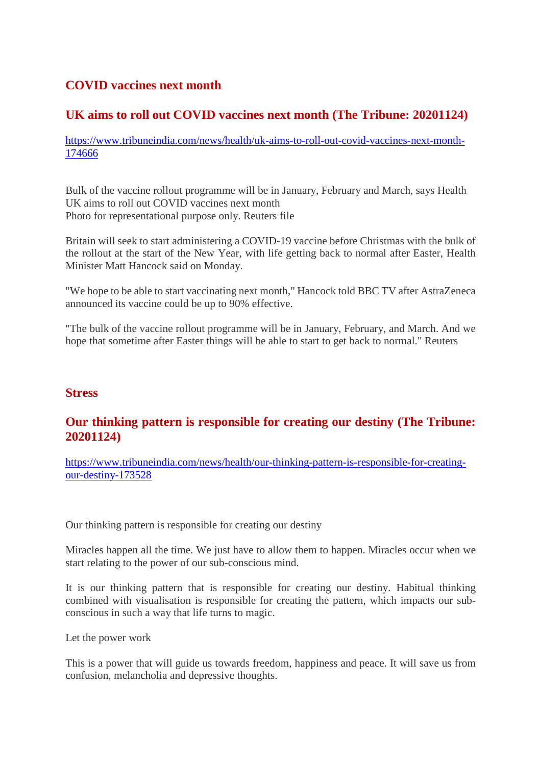## COVID vaccines next month

## UK aims to roll out COVID vaccines next month (The Tribune: 20201124)

https://www.tribuneindia.com/news/health/uk-aims-to-roll-out-covid-vaccines-next-month-174666

Bulk of the vaccine rollout programme will be in January, February and March, says Health
UK aims to roll out COVID vaccines next month
Photo for representational purpose only. Reuters file

Britain will seek to start administering a COVID-19 vaccine before Christmas with the bulk of the rollout at the start of the New Year, with life getting back to normal after Easter, Health Minister Matt Hancock said on Monday.

"We hope to be able to start vaccinating next month," Hancock told BBC TV after AstraZeneca announced its vaccine could be up to 90% effective.

"The bulk of the vaccine rollout programme will be in January, February, and March. And we hope that sometime after Easter things will be able to start to get back to normal." Reuters

## Stress

## Our thinking pattern is responsible for creating our destiny (The Tribune: 20201124)

https://www.tribuneindia.com/news/health/our-thinking-pattern-is-responsible-for-creating-our-destiny-173528

Our thinking pattern is responsible for creating our destiny

Miracles happen all the time. We just have to allow them to happen. Miracles occur when we start relating to the power of our sub-conscious mind.

It is our thinking pattern that is responsible for creating our destiny. Habitual thinking combined with visualisation is responsible for creating the pattern, which impacts our sub-conscious in such a way that life turns to magic.

Let the power work

This is a power that will guide us towards freedom, happiness and peace. It will save us from confusion, melancholia and depressive thoughts.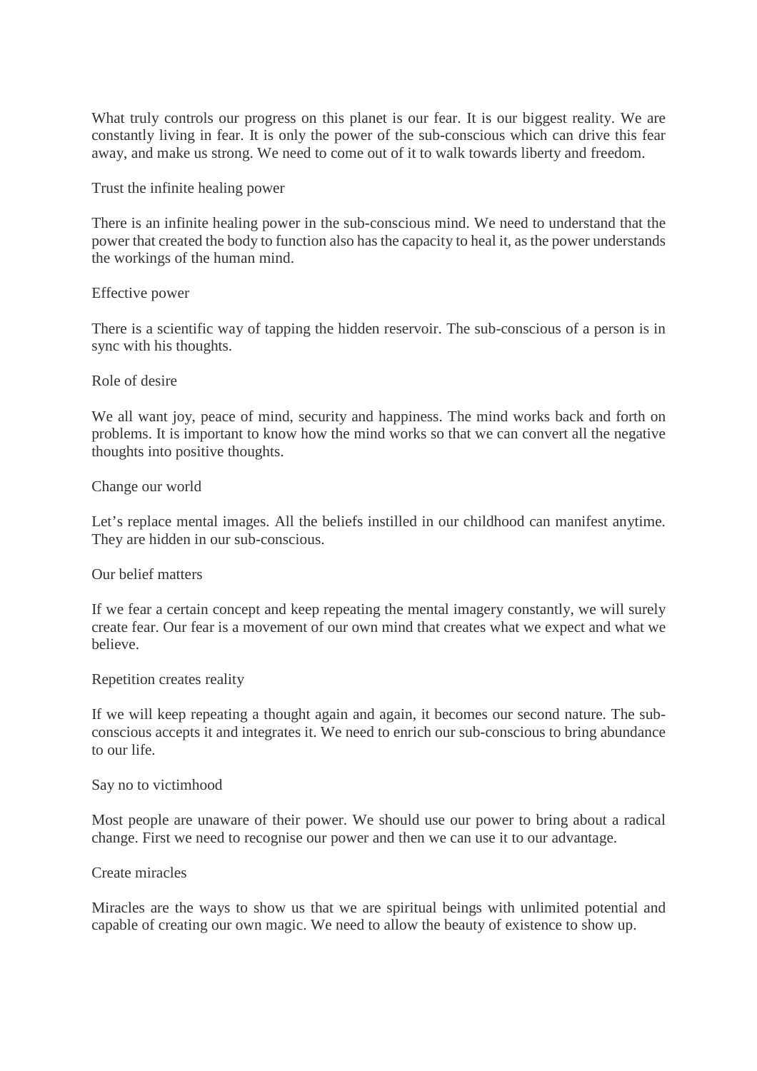What truly controls our progress on this planet is our fear. It is our biggest reality. We are constantly living in fear. It is only the power of the sub-conscious which can drive this fear away, and make us strong. We need to come out of it to walk towards liberty and freedom.

## Trust the infinite healing power

There is an infinite healing power in the sub-conscious mind. We need to understand that the power that created the body to function also has the capacity to heal it, as the power understands the workings of the human mind.

## Effective power

There is a scientific way of tapping the hidden reservoir. The sub-conscious of a person is in sync with his thoughts.

## Role of desire

We all want joy, peace of mind, security and happiness. The mind works back and forth on problems. It is important to know how the mind works so that we can convert all the negative thoughts into positive thoughts.

## Change our world

Let's replace mental images. All the beliefs instilled in our childhood can manifest anytime. They are hidden in our sub-conscious.

## Our belief matters

If we fear a certain concept and keep repeating the mental imagery constantly, we will surely create fear. Our fear is a movement of our own mind that creates what we expect and what we believe.

## Repetition creates reality

If we will keep repeating a thought again and again, it becomes our second nature. The sub-conscious accepts it and integrates it. We need to enrich our sub-conscious to bring abundance to our life.

## Say no to victimhood

Most people are unaware of their power. We should use our power to bring about a radical change. First we need to recognise our power and then we can use it to our advantage.

## Create miracles

Miracles are the ways to show us that we are spiritual beings with unlimited potential and capable of creating our own magic. We need to allow the beauty of existence to show up.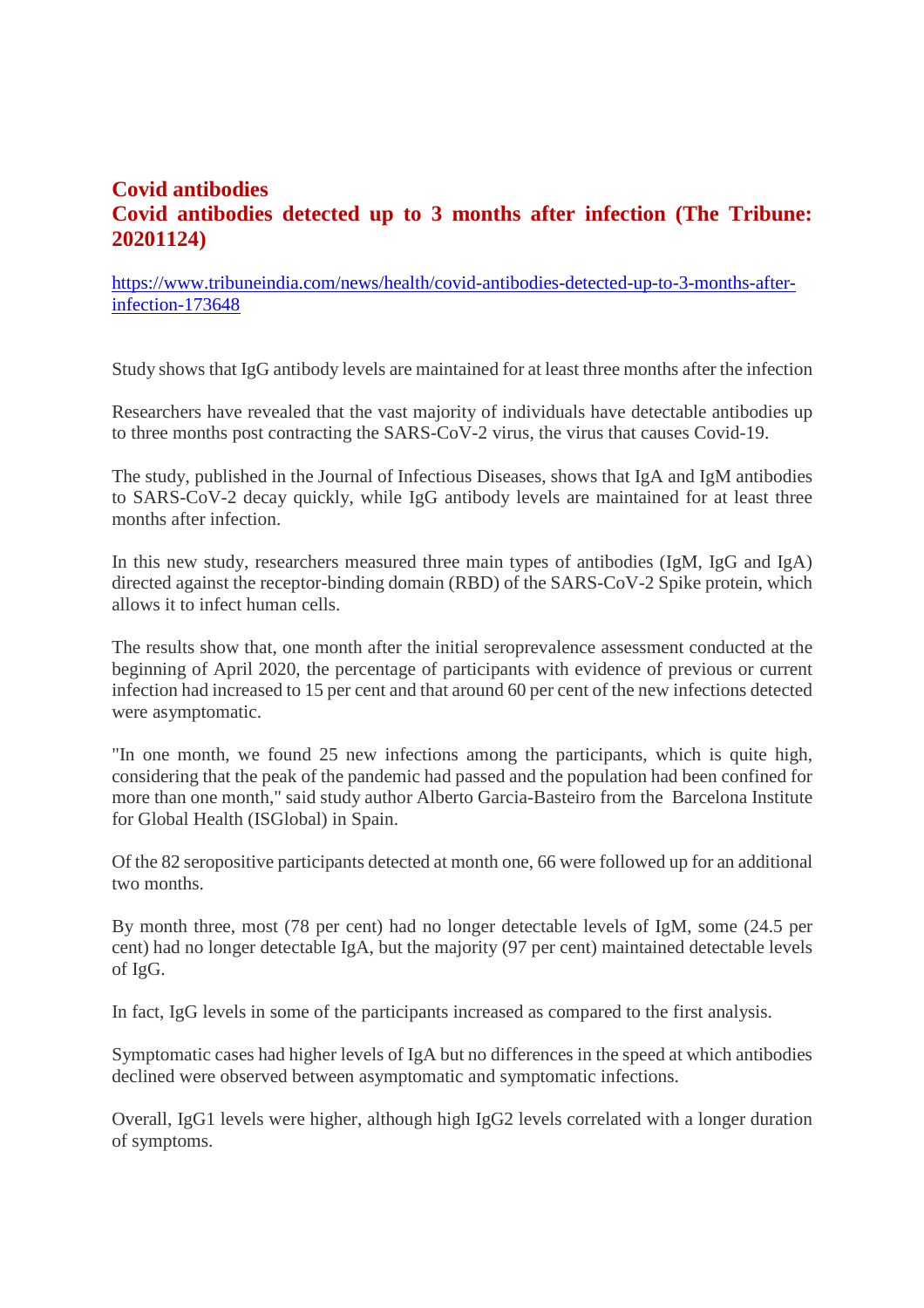## Covid antibodies

## Covid antibodies detected up to 3 months after infection (The Tribune: 20201124)

https://www.tribuneindia.com/news/health/covid-antibodies-detected-up-to-3-months-after-infection-173648

Study shows that IgG antibody levels are maintained for at least three months after the infection

Researchers have revealed that the vast majority of individuals have detectable antibodies up to three months post contracting the SARS-CoV-2 virus, the virus that causes Covid-19.

The study, published in the Journal of Infectious Diseases, shows that IgA and IgM antibodies to SARS-CoV-2 decay quickly, while IgG antibody levels are maintained for at least three months after infection.

In this new study, researchers measured three main types of antibodies (IgM, IgG and IgA) directed against the receptor-binding domain (RBD) of the SARS-CoV-2 Spike protein, which allows it to infect human cells.

The results show that, one month after the initial seroprevalence assessment conducted at the beginning of April 2020, the percentage of participants with evidence of previous or current infection had increased to 15 per cent and that around 60 per cent of the new infections detected were asymptomatic.

"In one month, we found 25 new infections among the participants, which is quite high, considering that the peak of the pandemic had passed and the population had been confined for more than one month," said study author Alberto Garcia-Basteiro from the Barcelona Institute for Global Health (ISGlobal) in Spain.

Of the 82 seropositive participants detected at month one, 66 were followed up for an additional two months.

By month three, most (78 per cent) had no longer detectable levels of IgM, some (24.5 per cent) had no longer detectable IgA, but the majority (97 per cent) maintained detectable levels of IgG.

In fact, IgG levels in some of the participants increased as compared to the first analysis.

Symptomatic cases had higher levels of IgA but no differences in the speed at which antibodies declined were observed between asymptomatic and symptomatic infections.

Overall, IgG1 levels were higher, although high IgG2 levels correlated with a longer duration of symptoms.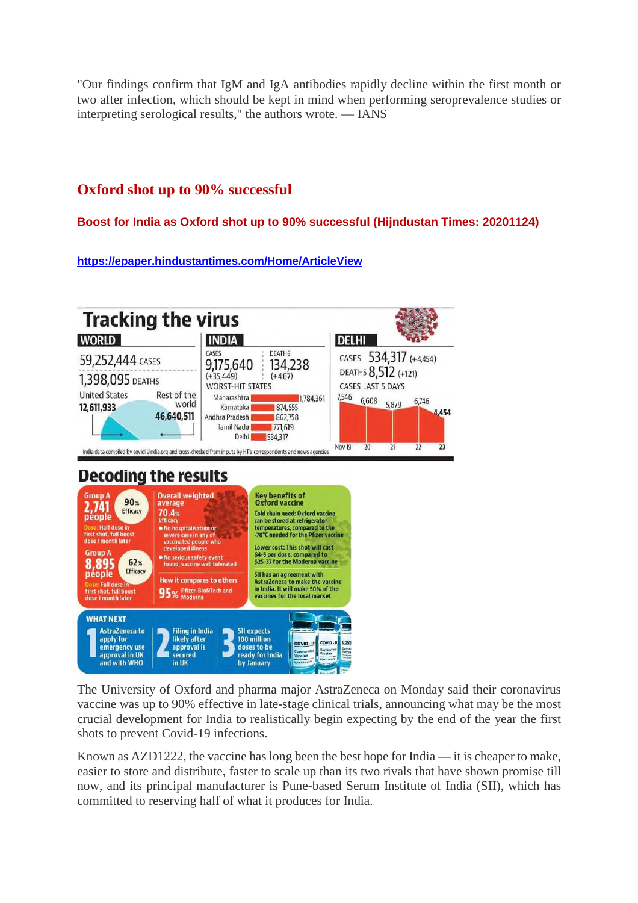"Our findings confirm that IgM and IgA antibodies rapidly decline within the first month or two after infection, which should be kept in mind when performing seroprevalence studies or interpreting serological results," the authors wrote. — IANS

## Oxford shot up to 90% successful

**Boost for India as Oxford shot up to 90% successful (Hijndustan Times: 20201124)**

**https://epaper.hindustantimes.com/Home/ArticleView**

# Tracking the virus

**WORLD**

59,252,444 CASES

1,398,095 DEATHS

United States 12,611,933

Rest of the world 46,640,511

**INDIA**

CASES 9,175,640 (+35,449)

DEATHS 134,238 (+467)

WORST-HIT STATES

| State | Cases |
|---|---|
| Maharashtra | 1,784,361 |
| Karnataka | 874,555 |
| Andhra Pradesh | 862,758 |
| Tamil Nadu | 771,619 |
| Delhi | 534,317 |

**DELHI**

CASES 534,317 (+4,454)

DEATHS 8,512 (+121)

CASES LAST 5 DAYS

| Nov 19 | 20 | 21 | 22 | 23 |
|---|---|---|---|---|
| 7,546 | 6,608 | 5,879 | 6,746 | 4,454 |

India data compiled by covid19india.org and cross-checked from inputs by HT's correspondents and news agencies

# Decoding the results

Group A 2,741 people — 90% Efficacy. Dose: Half dose in first shot, full boost dose 1 month later

Group A 8,895 people — 62% Efficacy. Dose: Full dose in first shot, full boost dose 1 month later

Overall weighted average 70.4% Efficacy

- No hospitalisation or severe case in any of vaccinated people who developed illness
- No serious safety event found, vaccine well tolerated

How it compares to others: 95% Pfizer-BioNTech and Moderna

**Key benefits of Oxford vaccine**

Cold chain need: Oxford vaccine can be stored at refrigerator temperatures, compared to the -70°C needed for the Pfizer vaccine

Lower cost: This shot will cost \$4-5 per dose, compared to \$25-37 for the Moderna vaccine

SII has an agreement with AstraZeneca to make the vaccine in India. It will make 50% of the vaccines for the local market

**WHAT NEXT**

1. AstraZeneca to apply for emergency use approval in UK and with WHO
2. Filing in India likely after approval is secured in UK
3. SII expects 100 million doses to be ready for India by January

The University of Oxford and pharma major AstraZeneca on Monday said their coronavirus vaccine was up to 90% effective in late-stage clinical trials, announcing what may be the most crucial development for India to realistically begin expecting by the end of the year the first shots to prevent Covid-19 infections.

Known as AZD1222, the vaccine has long been the best hope for India — it is cheaper to make, easier to store and distribute, faster to scale up than its two rivals that have shown promise till now, and its principal manufacturer is Pune-based Serum Institute of India (SII), which has committed to reserving half of what it produces for India.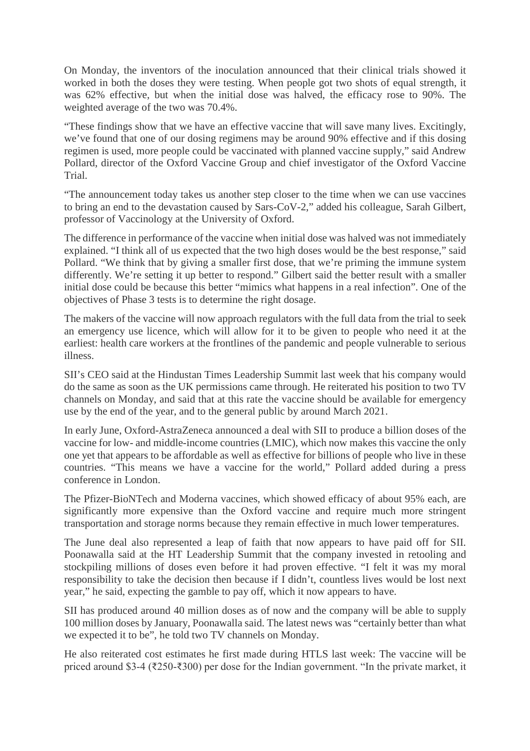On Monday, the inventors of the inoculation announced that their clinical trials showed it worked in both the doses they were testing. When people got two shots of equal strength, it was 62% effective, but when the initial dose was halved, the efficacy rose to 90%. The weighted average of the two was 70.4%.

"These findings show that we have an effective vaccine that will save many lives. Excitingly, we've found that one of our dosing regimens may be around 90% effective and if this dosing regimen is used, more people could be vaccinated with planned vaccine supply," said Andrew Pollard, director of the Oxford Vaccine Group and chief investigator of the Oxford Vaccine Trial.

"The announcement today takes us another step closer to the time when we can use vaccines to bring an end to the devastation caused by Sars-CoV-2," added his colleague, Sarah Gilbert, professor of Vaccinology at the University of Oxford.

The difference in performance of the vaccine when initial dose was halved was not immediately explained. "I think all of us expected that the two high doses would be the best response," said Pollard. "We think that by giving a smaller first dose, that we're priming the immune system differently. We're setting it up better to respond." Gilbert said the better result with a smaller initial dose could be because this better "mimics what happens in a real infection". One of the objectives of Phase 3 tests is to determine the right dosage.

The makers of the vaccine will now approach regulators with the full data from the trial to seek an emergency use licence, which will allow for it to be given to people who need it at the earliest: health care workers at the frontlines of the pandemic and people vulnerable to serious illness.

SII's CEO said at the Hindustan Times Leadership Summit last week that his company would do the same as soon as the UK permissions came through. He reiterated his position to two TV channels on Monday, and said that at this rate the vaccine should be available for emergency use by the end of the year, and to the general public by around March 2021.

In early June, Oxford-AstraZeneca announced a deal with SII to produce a billion doses of the vaccine for low- and middle-income countries (LMIC), which now makes this vaccine the only one yet that appears to be affordable as well as effective for billions of people who live in these countries. "This means we have a vaccine for the world," Pollard added during a press conference in London.

The Pfizer-BioNTech and Moderna vaccines, which showed efficacy of about 95% each, are significantly more expensive than the Oxford vaccine and require much more stringent transportation and storage norms because they remain effective in much lower temperatures.

The June deal also represented a leap of faith that now appears to have paid off for SII. Poonawalla said at the HT Leadership Summit that the company invested in retooling and stockpiling millions of doses even before it had proven effective. "I felt it was my moral responsibility to take the decision then because if I didn't, countless lives would be lost next year," he said, expecting the gamble to pay off, which it now appears to have.

SII has produced around 40 million doses as of now and the company will be able to supply 100 million doses by January, Poonawalla said. The latest news was "certainly better than what we expected it to be", he told two TV channels on Monday.

He also reiterated cost estimates he first made during HTLS last week: The vaccine will be priced around $3-4 (₹250-₹300) per dose for the Indian government. "In the private market, it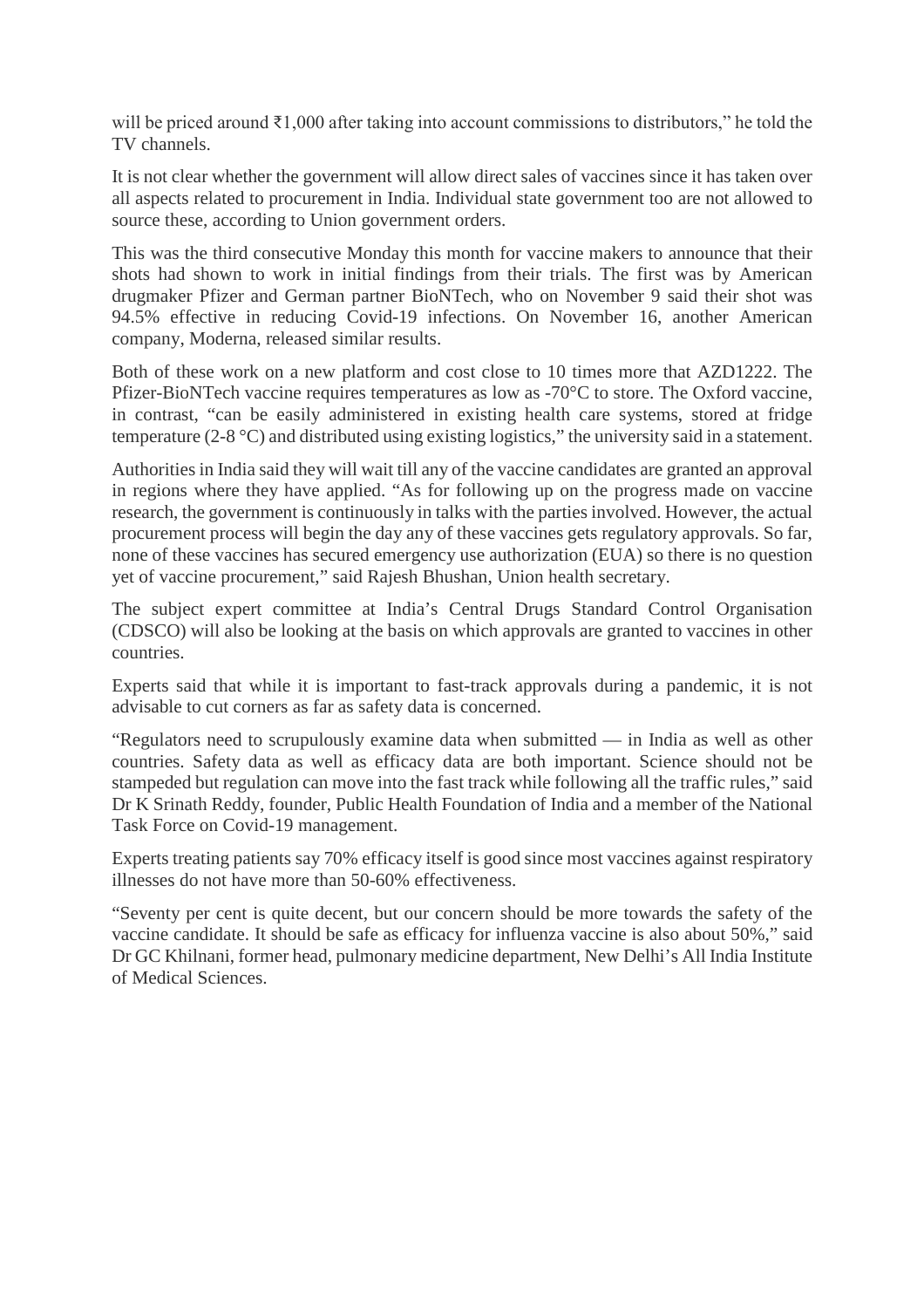will be priced around ₹1,000 after taking into account commissions to distributors," he told the TV channels.

It is not clear whether the government will allow direct sales of vaccines since it has taken over all aspects related to procurement in India. Individual state government too are not allowed to source these, according to Union government orders.

This was the third consecutive Monday this month for vaccine makers to announce that their shots had shown to work in initial findings from their trials. The first was by American drugmaker Pfizer and German partner BioNTech, who on November 9 said their shot was 94.5% effective in reducing Covid-19 infections. On November 16, another American company, Moderna, released similar results.

Both of these work on a new platform and cost close to 10 times more that AZD1222. The Pfizer-BioNTech vaccine requires temperatures as low as -70°C to store. The Oxford vaccine, in contrast, "can be easily administered in existing health care systems, stored at fridge temperature (2-8 °C) and distributed using existing logistics," the university said in a statement.

Authorities in India said they will wait till any of the vaccine candidates are granted an approval in regions where they have applied. "As for following up on the progress made on vaccine research, the government is continuously in talks with the parties involved. However, the actual procurement process will begin the day any of these vaccines gets regulatory approvals. So far, none of these vaccines has secured emergency use authorization (EUA) so there is no question yet of vaccine procurement," said Rajesh Bhushan, Union health secretary.

The subject expert committee at India's Central Drugs Standard Control Organisation (CDSCO) will also be looking at the basis on which approvals are granted to vaccines in other countries.

Experts said that while it is important to fast-track approvals during a pandemic, it is not advisable to cut corners as far as safety data is concerned.

"Regulators need to scrupulously examine data when submitted — in India as well as other countries. Safety data as well as efficacy data are both important. Science should not be stampeded but regulation can move into the fast track while following all the traffic rules," said Dr K Srinath Reddy, founder, Public Health Foundation of India and a member of the National Task Force on Covid-19 management.

Experts treating patients say 70% efficacy itself is good since most vaccines against respiratory illnesses do not have more than 50-60% effectiveness.

"Seventy per cent is quite decent, but our concern should be more towards the safety of the vaccine candidate. It should be safe as efficacy for influenza vaccine is also about 50%," said Dr GC Khilnani, former head, pulmonary medicine department, New Delhi's All India Institute of Medical Sciences.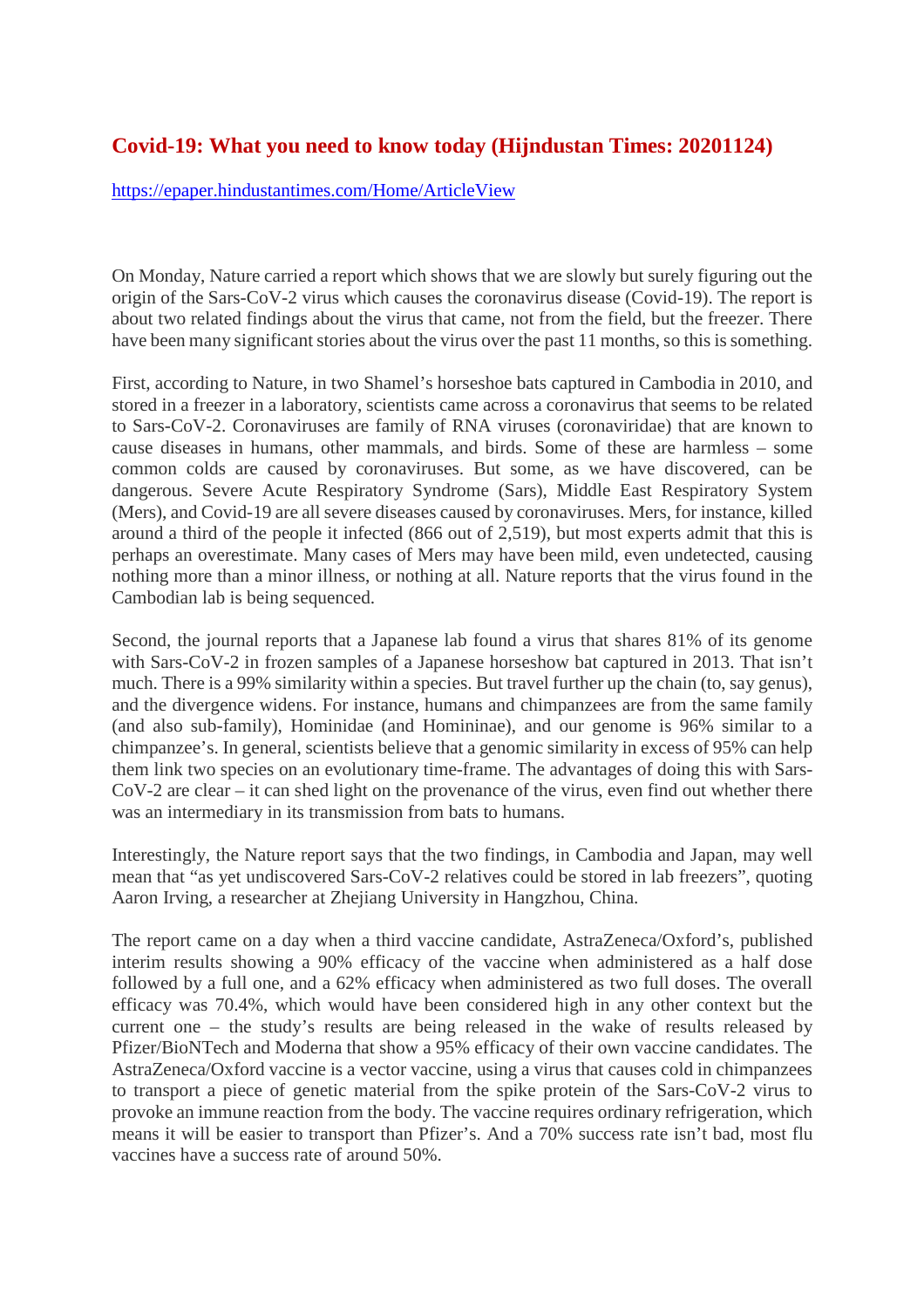## Covid-19: What you need to know today (Hijndustan Times: 20201124)

https://epaper.hindustantimes.com/Home/ArticleView

On Monday, Nature carried a report which shows that we are slowly but surely figuring out the origin of the Sars-CoV-2 virus which causes the coronavirus disease (Covid-19). The report is about two related findings about the virus that came, not from the field, but the freezer. There have been many significant stories about the virus over the past 11 months, so this is something.

First, according to Nature, in two Shamel's horseshoe bats captured in Cambodia in 2010, and stored in a freezer in a laboratory, scientists came across a coronavirus that seems to be related to Sars-CoV-2. Coronaviruses are family of RNA viruses (coronaviridae) that are known to cause diseases in humans, other mammals, and birds. Some of these are harmless – some common colds are caused by coronaviruses. But some, as we have discovered, can be dangerous. Severe Acute Respiratory Syndrome (Sars), Middle East Respiratory System (Mers), and Covid-19 are all severe diseases caused by coronaviruses. Mers, for instance, killed around a third of the people it infected (866 out of 2,519), but most experts admit that this is perhaps an overestimate. Many cases of Mers may have been mild, even undetected, causing nothing more than a minor illness, or nothing at all. Nature reports that the virus found in the Cambodian lab is being sequenced.

Second, the journal reports that a Japanese lab found a virus that shares 81% of its genome with Sars-CoV-2 in frozen samples of a Japanese horseshow bat captured in 2013. That isn't much. There is a 99% similarity within a species. But travel further up the chain (to, say genus), and the divergence widens. For instance, humans and chimpanzees are from the same family (and also sub-family), Hominidae (and Homininae), and our genome is 96% similar to a chimpanzee's. In general, scientists believe that a genomic similarity in excess of 95% can help them link two species on an evolutionary time-frame. The advantages of doing this with Sars-CoV-2 are clear – it can shed light on the provenance of the virus, even find out whether there was an intermediary in its transmission from bats to humans.

Interestingly, the Nature report says that the two findings, in Cambodia and Japan, may well mean that "as yet undiscovered Sars-CoV-2 relatives could be stored in lab freezers", quoting Aaron Irving, a researcher at Zhejiang University in Hangzhou, China.

The report came on a day when a third vaccine candidate, AstraZeneca/Oxford's, published interim results showing a 90% efficacy of the vaccine when administered as a half dose followed by a full one, and a 62% efficacy when administered as two full doses. The overall efficacy was 70.4%, which would have been considered high in any other context but the current one – the study's results are being released in the wake of results released by Pfizer/BioNTech and Moderna that show a 95% efficacy of their own vaccine candidates. The AstraZeneca/Oxford vaccine is a vector vaccine, using a virus that causes cold in chimpanzees to transport a piece of genetic material from the spike protein of the Sars-CoV-2 virus to provoke an immune reaction from the body. The vaccine requires ordinary refrigeration, which means it will be easier to transport than Pfizer's. And a 70% success rate isn't bad, most flu vaccines have a success rate of around 50%.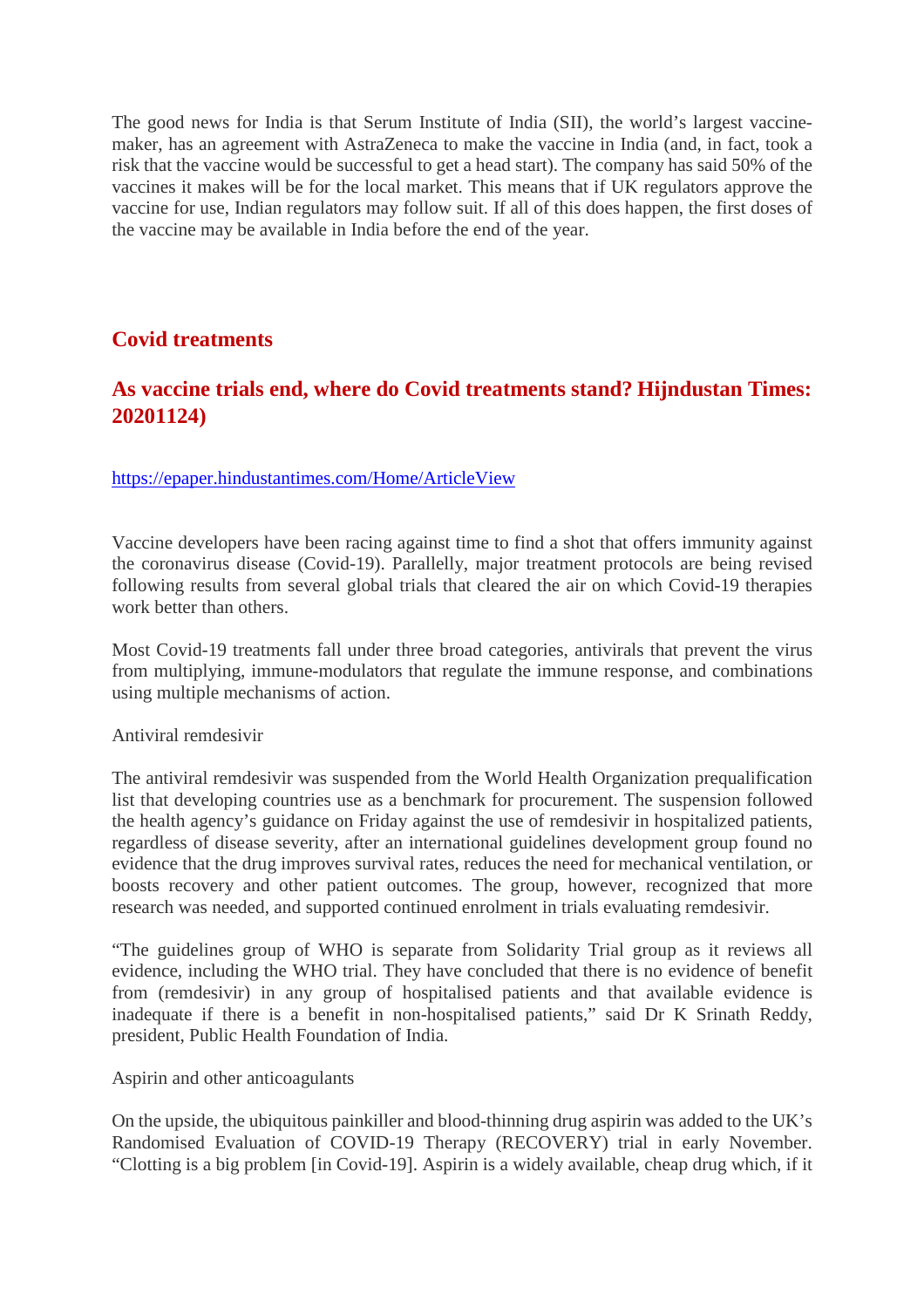The good news for India is that Serum Institute of India (SII), the world's largest vaccine-maker, has an agreement with AstraZeneca to make the vaccine in India (and, in fact, took a risk that the vaccine would be successful to get a head start). The company has said 50% of the vaccines it makes will be for the local market. This means that if UK regulators approve the vaccine for use, Indian regulators may follow suit. If all of this does happen, the first doses of the vaccine may be available in India before the end of the year.

## Covid treatments

## As vaccine trials end, where do Covid treatments stand? Hijndustan Times: 20201124)

https://epaper.hindustantimes.com/Home/ArticleView

Vaccine developers have been racing against time to find a shot that offers immunity against the coronavirus disease (Covid-19). Parallelly, major treatment protocols are being revised following results from several global trials that cleared the air on which Covid-19 therapies work better than others.

Most Covid-19 treatments fall under three broad categories, antivirals that prevent the virus from multiplying, immune-modulators that regulate the immune response, and combinations using multiple mechanisms of action.

Antiviral remdesivir

The antiviral remdesivir was suspended from the World Health Organization prequalification list that developing countries use as a benchmark for procurement. The suspension followed the health agency's guidance on Friday against the use of remdesivir in hospitalized patients, regardless of disease severity, after an international guidelines development group found no evidence that the drug improves survival rates, reduces the need for mechanical ventilation, or boosts recovery and other patient outcomes. The group, however, recognized that more research was needed, and supported continued enrolment in trials evaluating remdesivir.

"The guidelines group of WHO is separate from Solidarity Trial group as it reviews all evidence, including the WHO trial. They have concluded that there is no evidence of benefit from (remdesivir) in any group of hospitalised patients and that available evidence is inadequate if there is a benefit in non-hospitalised patients," said Dr K Srinath Reddy, president, Public Health Foundation of India.

Aspirin and other anticoagulants

On the upside, the ubiquitous painkiller and blood-thinning drug aspirin was added to the UK's Randomised Evaluation of COVID-19 Therapy (RECOVERY) trial in early November. "Clotting is a big problem [in Covid-19]. Aspirin is a widely available, cheap drug which, if it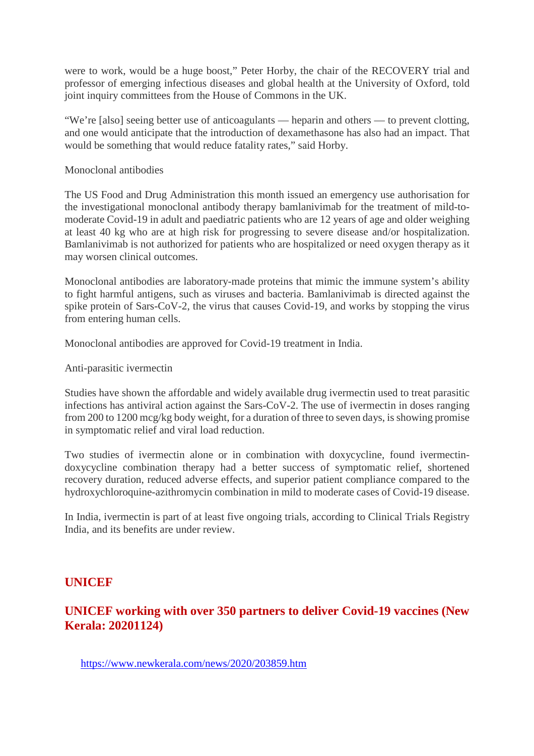were to work, would be a huge boost," Peter Horby, the chair of the RECOVERY trial and professor of emerging infectious diseases and global health at the University of Oxford, told joint inquiry committees from the House of Commons in the UK.

"We're [also] seeing better use of anticoagulants — heparin and others — to prevent clotting, and one would anticipate that the introduction of dexamethasone has also had an impact. That would be something that would reduce fatality rates," said Horby.

Monoclonal antibodies

The US Food and Drug Administration this month issued an emergency use authorisation for the investigational monoclonal antibody therapy bamlanivimab for the treatment of mild-to-moderate Covid-19 in adult and paediatric patients who are 12 years of age and older weighing at least 40 kg who are at high risk for progressing to severe disease and/or hospitalization. Bamlanivimab is not authorized for patients who are hospitalized or need oxygen therapy as it may worsen clinical outcomes.

Monoclonal antibodies are laboratory-made proteins that mimic the immune system's ability to fight harmful antigens, such as viruses and bacteria. Bamlanivimab is directed against the spike protein of Sars-CoV-2, the virus that causes Covid-19, and works by stopping the virus from entering human cells.

Monoclonal antibodies are approved for Covid-19 treatment in India.

Anti-parasitic ivermectin

Studies have shown the affordable and widely available drug ivermectin used to treat parasitic infections has antiviral action against the Sars-CoV-2. The use of ivermectin in doses ranging from 200 to 1200 mcg/kg body weight, for a duration of three to seven days, is showing promise in symptomatic relief and viral load reduction.

Two studies of ivermectin alone or in combination with doxycycline, found ivermectin-doxycycline combination therapy had a better success of symptomatic relief, shortened recovery duration, reduced adverse effects, and superior patient compliance compared to the hydroxychloroquine-azithromycin combination in mild to moderate cases of Covid-19 disease.

In India, ivermectin is part of at least five ongoing trials, according to Clinical Trials Registry India, and its benefits are under review.

## UNICEF

### UNICEF working with over 350 partners to deliver Covid-19 vaccines (New Kerala: 20201124)

https://www.newkerala.com/news/2020/203859.htm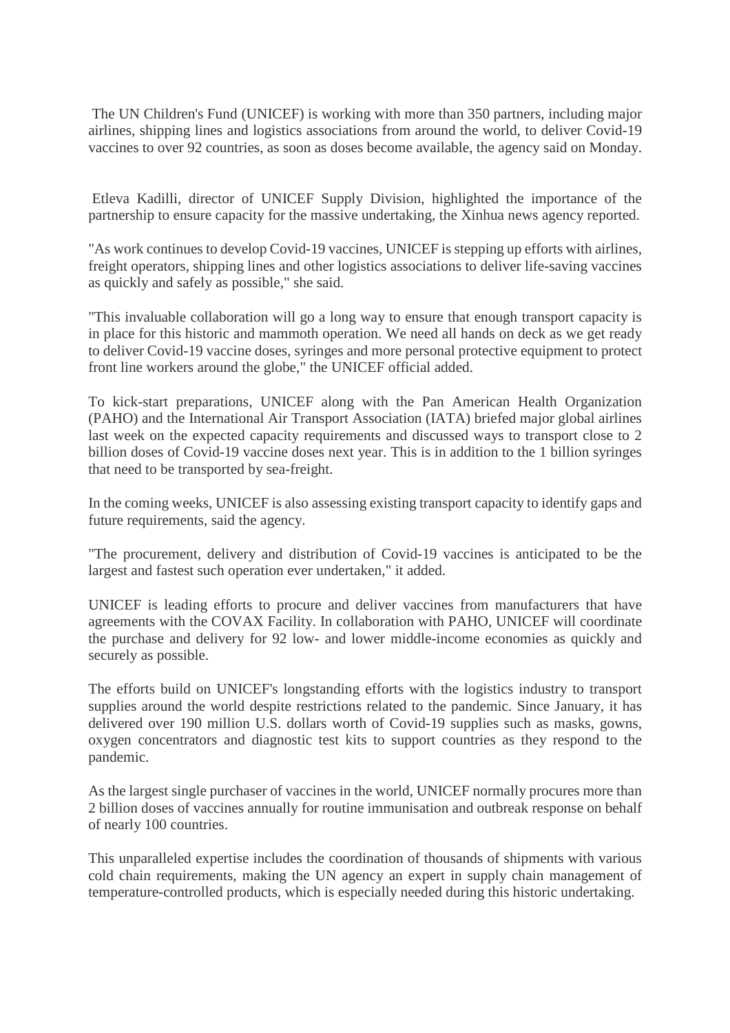The UN Children's Fund (UNICEF) is working with more than 350 partners, including major airlines, shipping lines and logistics associations from around the world, to deliver Covid-19 vaccines to over 92 countries, as soon as doses become available, the agency said on Monday.

Etleva Kadilli, director of UNICEF Supply Division, highlighted the importance of the partnership to ensure capacity for the massive undertaking, the Xinhua news agency reported.

"As work continues to develop Covid-19 vaccines, UNICEF is stepping up efforts with airlines, freight operators, shipping lines and other logistics associations to deliver life-saving vaccines as quickly and safely as possible," she said.

"This invaluable collaboration will go a long way to ensure that enough transport capacity is in place for this historic and mammoth operation. We need all hands on deck as we get ready to deliver Covid-19 vaccine doses, syringes and more personal protective equipment to protect front line workers around the globe," the UNICEF official added.

To kick-start preparations, UNICEF along with the Pan American Health Organization (PAHO) and the International Air Transport Association (IATA) briefed major global airlines last week on the expected capacity requirements and discussed ways to transport close to 2 billion doses of Covid-19 vaccine doses next year. This is in addition to the 1 billion syringes that need to be transported by sea-freight.

In the coming weeks, UNICEF is also assessing existing transport capacity to identify gaps and future requirements, said the agency.

"The procurement, delivery and distribution of Covid-19 vaccines is anticipated to be the largest and fastest such operation ever undertaken," it added.

UNICEF is leading efforts to procure and deliver vaccines from manufacturers that have agreements with the COVAX Facility. In collaboration with PAHO, UNICEF will coordinate the purchase and delivery for 92 low- and lower middle-income economies as quickly and securely as possible.

The efforts build on UNICEF's longstanding efforts with the logistics industry to transport supplies around the world despite restrictions related to the pandemic. Since January, it has delivered over 190 million U.S. dollars worth of Covid-19 supplies such as masks, gowns, oxygen concentrators and diagnostic test kits to support countries as they respond to the pandemic.

As the largest single purchaser of vaccines in the world, UNICEF normally procures more than 2 billion doses of vaccines annually for routine immunisation and outbreak response on behalf of nearly 100 countries.

This unparalleled expertise includes the coordination of thousands of shipments with various cold chain requirements, making the UN agency an expert in supply chain management of temperature-controlled products, which is especially needed during this historic undertaking.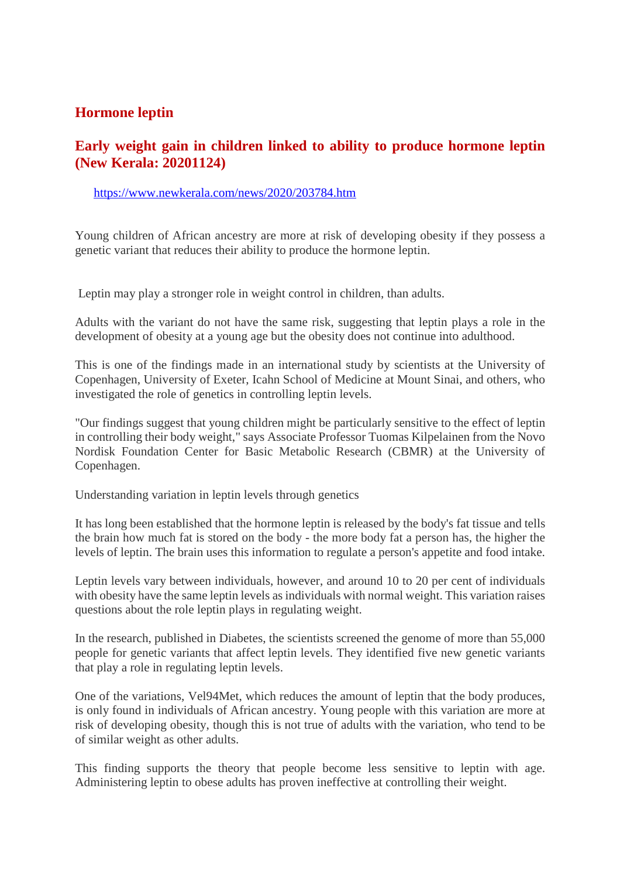## Hormone leptin

### Early weight gain in children linked to ability to produce hormone leptin (New Kerala: 20201124)

https://www.newkerala.com/news/2020/203784.htm

Young children of African ancestry are more at risk of developing obesity if they possess a genetic variant that reduces their ability to produce the hormone leptin.

Leptin may play a stronger role in weight control in children, than adults.

Adults with the variant do not have the same risk, suggesting that leptin plays a role in the development of obesity at a young age but the obesity does not continue into adulthood.

This is one of the findings made in an international study by scientists at the University of Copenhagen, University of Exeter, Icahn School of Medicine at Mount Sinai, and others, who investigated the role of genetics in controlling leptin levels.

"Our findings suggest that young children might be particularly sensitive to the effect of leptin in controlling their body weight," says Associate Professor Tuomas Kilpelainen from the Novo Nordisk Foundation Center for Basic Metabolic Research (CBMR) at the University of Copenhagen.

Understanding variation in leptin levels through genetics

It has long been established that the hormone leptin is released by the body's fat tissue and tells the brain how much fat is stored on the body - the more body fat a person has, the higher the levels of leptin. The brain uses this information to regulate a person's appetite and food intake.

Leptin levels vary between individuals, however, and around 10 to 20 per cent of individuals with obesity have the same leptin levels as individuals with normal weight. This variation raises questions about the role leptin plays in regulating weight.

In the research, published in Diabetes, the scientists screened the genome of more than 55,000 people for genetic variants that affect leptin levels. They identified five new genetic variants that play a role in regulating leptin levels.

One of the variations, Vel94Met, which reduces the amount of leptin that the body produces, is only found in individuals of African ancestry. Young people with this variation are more at risk of developing obesity, though this is not true of adults with the variation, who tend to be of similar weight as other adults.

This finding supports the theory that people become less sensitive to leptin with age. Administering leptin to obese adults has proven ineffective at controlling their weight.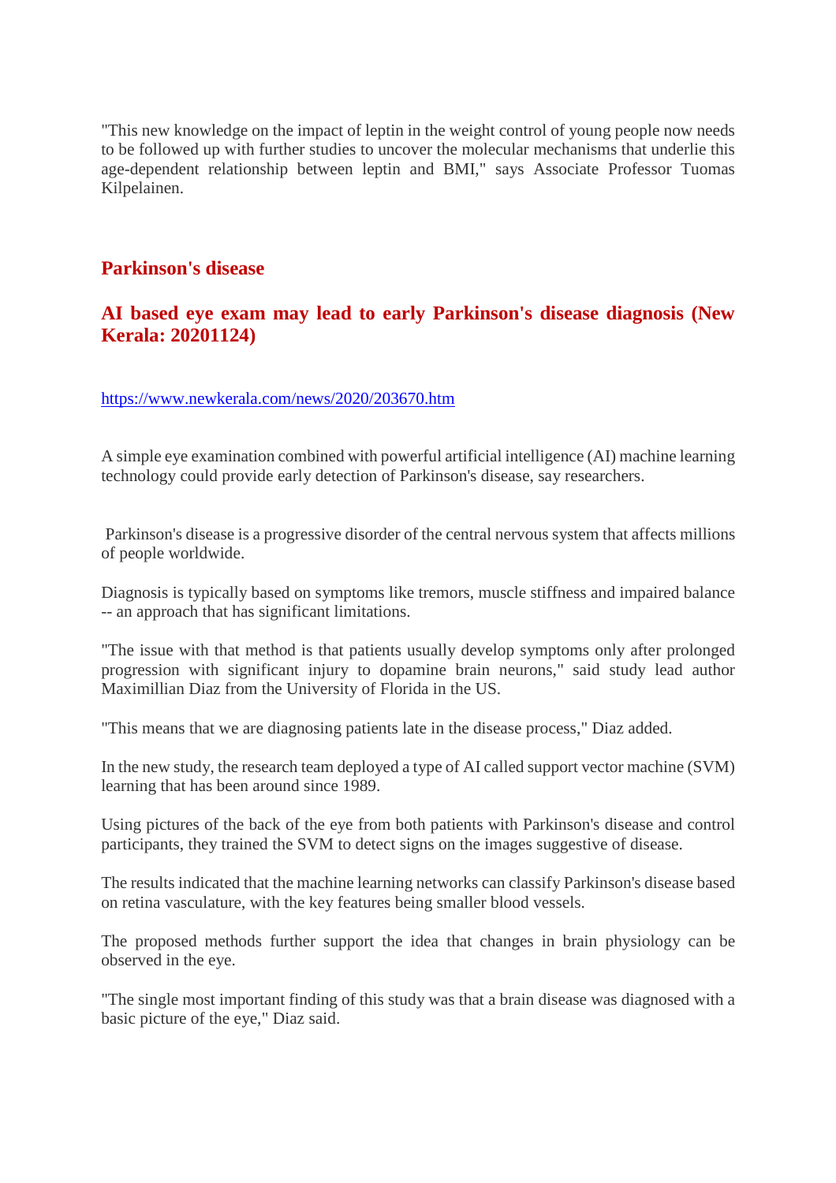"This new knowledge on the impact of leptin in the weight control of young people now needs to be followed up with further studies to uncover the molecular mechanisms that underlie this age-dependent relationship between leptin and BMI," says Associate Professor Tuomas Kilpelainen.

## Parkinson's disease

### AI based eye exam may lead to early Parkinson's disease diagnosis (New Kerala: 20201124)

https://www.newkerala.com/news/2020/203670.htm

A simple eye examination combined with powerful artificial intelligence (AI) machine learning technology could provide early detection of Parkinson's disease, say researchers.

Parkinson's disease is a progressive disorder of the central nervous system that affects millions of people worldwide.

Diagnosis is typically based on symptoms like tremors, muscle stiffness and impaired balance -- an approach that has significant limitations.

"The issue with that method is that patients usually develop symptoms only after prolonged progression with significant injury to dopamine brain neurons," said study lead author Maximillian Diaz from the University of Florida in the US.

"This means that we are diagnosing patients late in the disease process," Diaz added.

In the new study, the research team deployed a type of AI called support vector machine (SVM) learning that has been around since 1989.

Using pictures of the back of the eye from both patients with Parkinson's disease and control participants, they trained the SVM to detect signs on the images suggestive of disease.

The results indicated that the machine learning networks can classify Parkinson's disease based on retina vasculature, with the key features being smaller blood vessels.

The proposed methods further support the idea that changes in brain physiology can be observed in the eye.

"The single most important finding of this study was that a brain disease was diagnosed with a basic picture of the eye," Diaz said.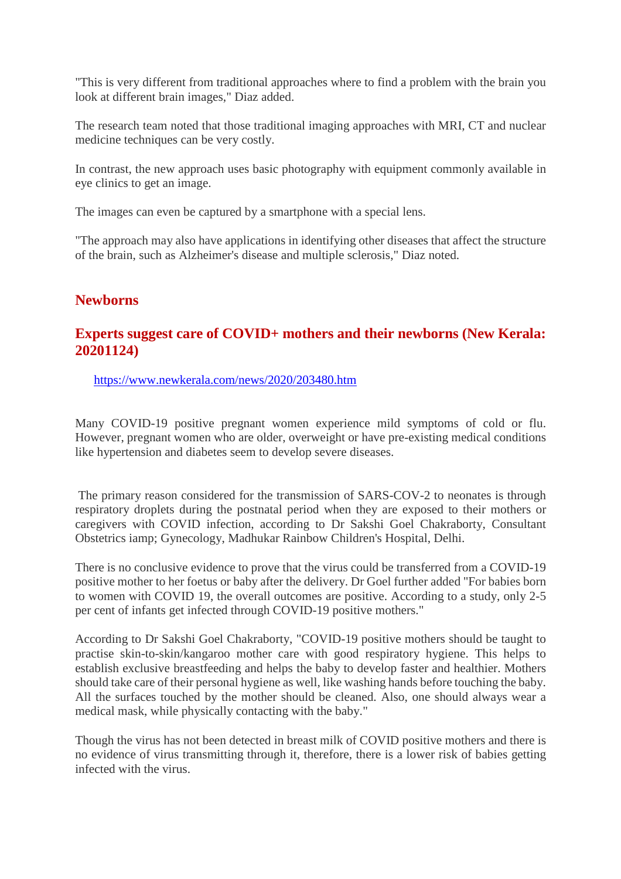"This is very different from traditional approaches where to find a problem with the brain you look at different brain images," Diaz added.

The research team noted that those traditional imaging approaches with MRI, CT and nuclear medicine techniques can be very costly.

In contrast, the new approach uses basic photography with equipment commonly available in eye clinics to get an image.

The images can even be captured by a smartphone with a special lens.

"The approach may also have applications in identifying other diseases that affect the structure of the brain, such as Alzheimer's disease and multiple sclerosis," Diaz noted.

## Newborns

## Experts suggest care of COVID+ mothers and their newborns (New Kerala: 20201124)

https://www.newkerala.com/news/2020/203480.htm

Many COVID-19 positive pregnant women experience mild symptoms of cold or flu. However, pregnant women who are older, overweight or have pre-existing medical conditions like hypertension and diabetes seem to develop severe diseases.

The primary reason considered for the transmission of SARS-COV-2 to neonates is through respiratory droplets during the postnatal period when they are exposed to their mothers or caregivers with COVID infection, according to Dr Sakshi Goel Chakraborty, Consultant Obstetrics iamp; Gynecology, Madhukar Rainbow Children's Hospital, Delhi.

There is no conclusive evidence to prove that the virus could be transferred from a COVID-19 positive mother to her foetus or baby after the delivery. Dr Goel further added "For babies born to women with COVID 19, the overall outcomes are positive. According to a study, only 2-5 per cent of infants get infected through COVID-19 positive mothers."

According to Dr Sakshi Goel Chakraborty, "COVID-19 positive mothers should be taught to practise skin-to-skin/kangaroo mother care with good respiratory hygiene. This helps to establish exclusive breastfeeding and helps the baby to develop faster and healthier. Mothers should take care of their personal hygiene as well, like washing hands before touching the baby. All the surfaces touched by the mother should be cleaned. Also, one should always wear a medical mask, while physically contacting with the baby."

Though the virus has not been detected in breast milk of COVID positive mothers and there is no evidence of virus transmitting through it, therefore, there is a lower risk of babies getting infected with the virus.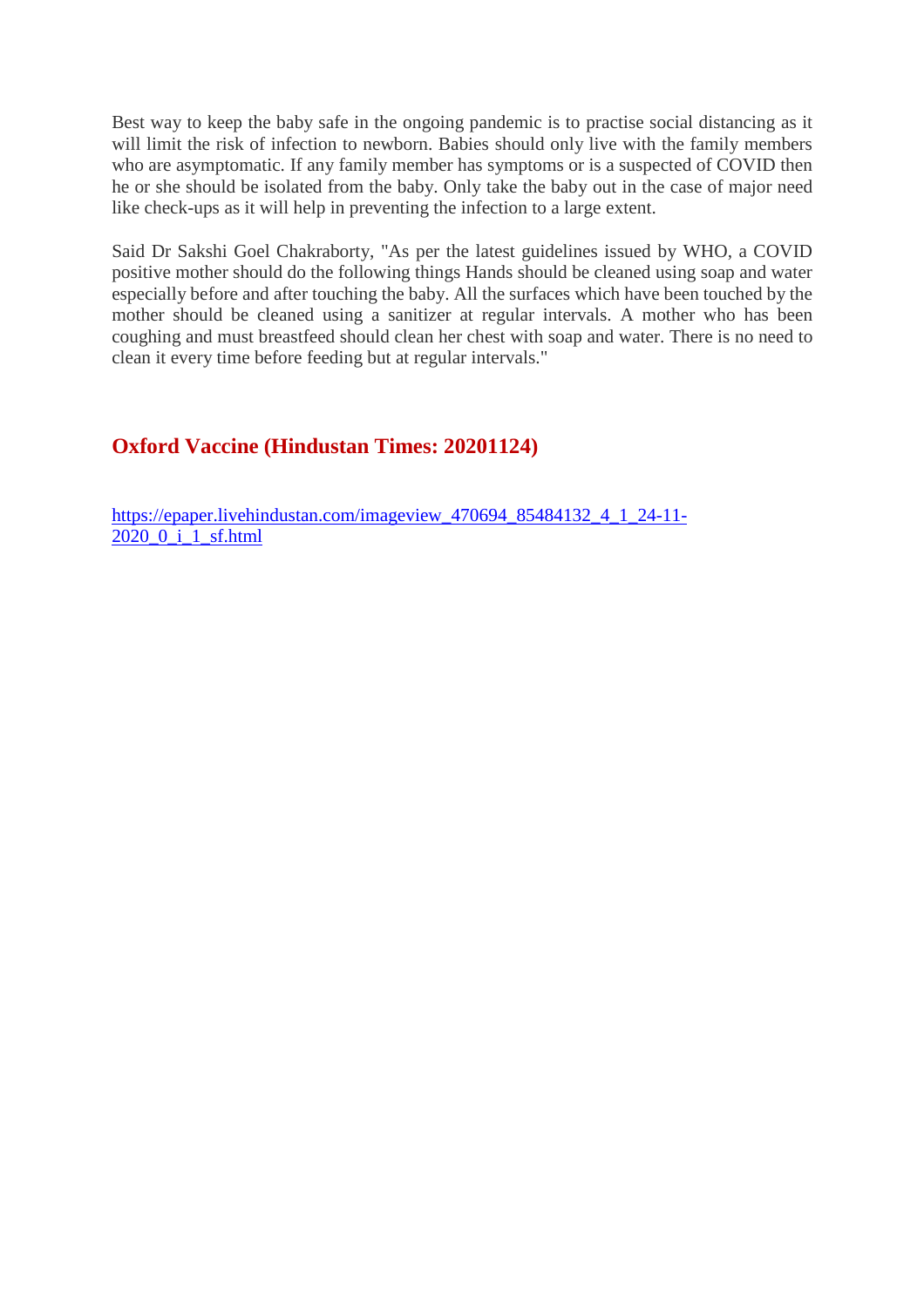Best way to keep the baby safe in the ongoing pandemic is to practise social distancing as it will limit the risk of infection to newborn. Babies should only live with the family members who are asymptomatic. If any family member has symptoms or is a suspected of COVID then he or she should be isolated from the baby. Only take the baby out in the case of major need like check-ups as it will help in preventing the infection to a large extent.

Said Dr Sakshi Goel Chakraborty, "As per the latest guidelines issued by WHO, a COVID positive mother should do the following things Hands should be cleaned using soap and water especially before and after touching the baby. All the surfaces which have been touched by the mother should be cleaned using a sanitizer at regular intervals. A mother who has been coughing and must breastfeed should clean her chest with soap and water. There is no need to clean it every time before feeding but at regular intervals."

## Oxford Vaccine (Hindustan Times: 20201124)

[https://epaper.livehindustan.com/imageview_470694_85484132_4_1_24-11-2020_0_i_1_sf.html](https://epaper.livehindustan.com/imageview_470694_85484132_4_1_24-11-2020_0_i_1_sf.html)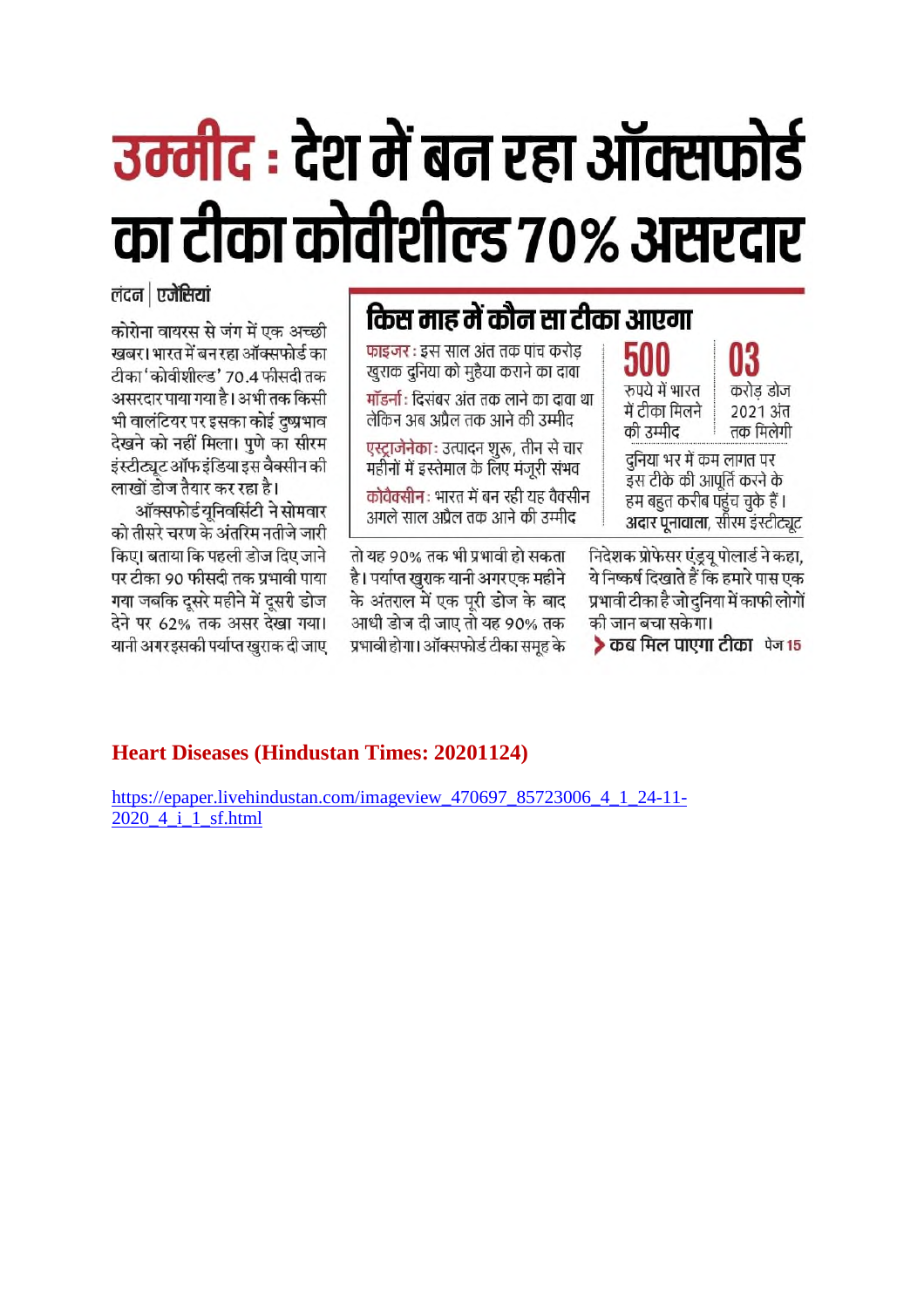# उम्मीद : देश में बन रहा ऑक्सफोर्ड का टीका कोवीशील्ड 70% असरदार

लंदन | एजेंसियां

कोरोना वायरस से जंग में एक अच्छी खबर। भारत में बन रहा ऑक्सफोर्ड का टीका 'कोवीशील्ड' 70.4 फीसदी तक असरदार पाया गया है। अभी तक किसी भी वालंटियर पर इसका कोई दुष्प्रभाव देखने को नहीं मिला। पुणे का सीरम इंस्टीट्यूट ऑफ इंडिया इस वैक्सीन की लाखों डोज तैयार कर रहा है।

ऑक्सफोर्ड यूनिवर्सिटी ने सोमवार को तीसरे चरण के अंतरिम नतीजे जारी किए। बताया कि पहली डोज दिए जाने पर टीका 90 फीसदी तक प्रभावी पाया गया जबकि दूसरे महीने में दूसरी डोज देने पर 62% तक असर देखा गया। यानी अगर इसकी पर्याप्त खुराक दी जाए तो यह 90% तक भी प्रभावी हो सकता है। पर्याप्त खुराक यानी अगर एक महीने के अंतराल में एक पूरी डोज के बाद आधी डोज दी जाए तो यह 90% तक प्रभावी होगा। ऑक्सफोर्ड टीका समूह के निदेशक प्रोफेसर एंड्र्यू पोलार्ड ने कहा, ये निष्कर्ष दिखाते हैं कि हमारे पास एक प्रभावी टीका है जो दुनिया में काफी लोगों की जान बचा सकेगा।

**> कब मिल पाएगा टीका** पेज 15

## किस माह में कौन सा टीका आएगा

**फाइजर :** इस साल अंत तक पांच करोड़ खुराक दुनिया को मुहैया कराने का दावा

**मॉडर्ना :** दिसंबर अंत तक लाने का दावा था लेकिन अब अप्रैल तक आने की उम्मीद

**एस्ट्राजेनेका :** उत्पादन शुरू, तीन से चार महीनों में इस्तेमाल के लिए मंजूरी संभव

**कोवैक्सीन :** भारत में बन रही यह वैक्सीन अगले साल अप्रैल तक आने की उम्मीद

**500** रुपये में भारत में टीका मिलने की उम्मीद

**03** करोड़ डोज 2021 अंत तक मिलेगी

दुनिया भर में कम लागत पर इस टीके की आपूर्ति करने के हम बहुत करीब पहुंच चुके हैं।
**अदार पूनावाला**, सीरम इंस्टीट्यूट

## Heart Diseases (Hindustan Times: 20201124)

https://epaper.livehindustan.com/imageview_470697_85723006_4_1_24-11-2020_4_i_1_sf.html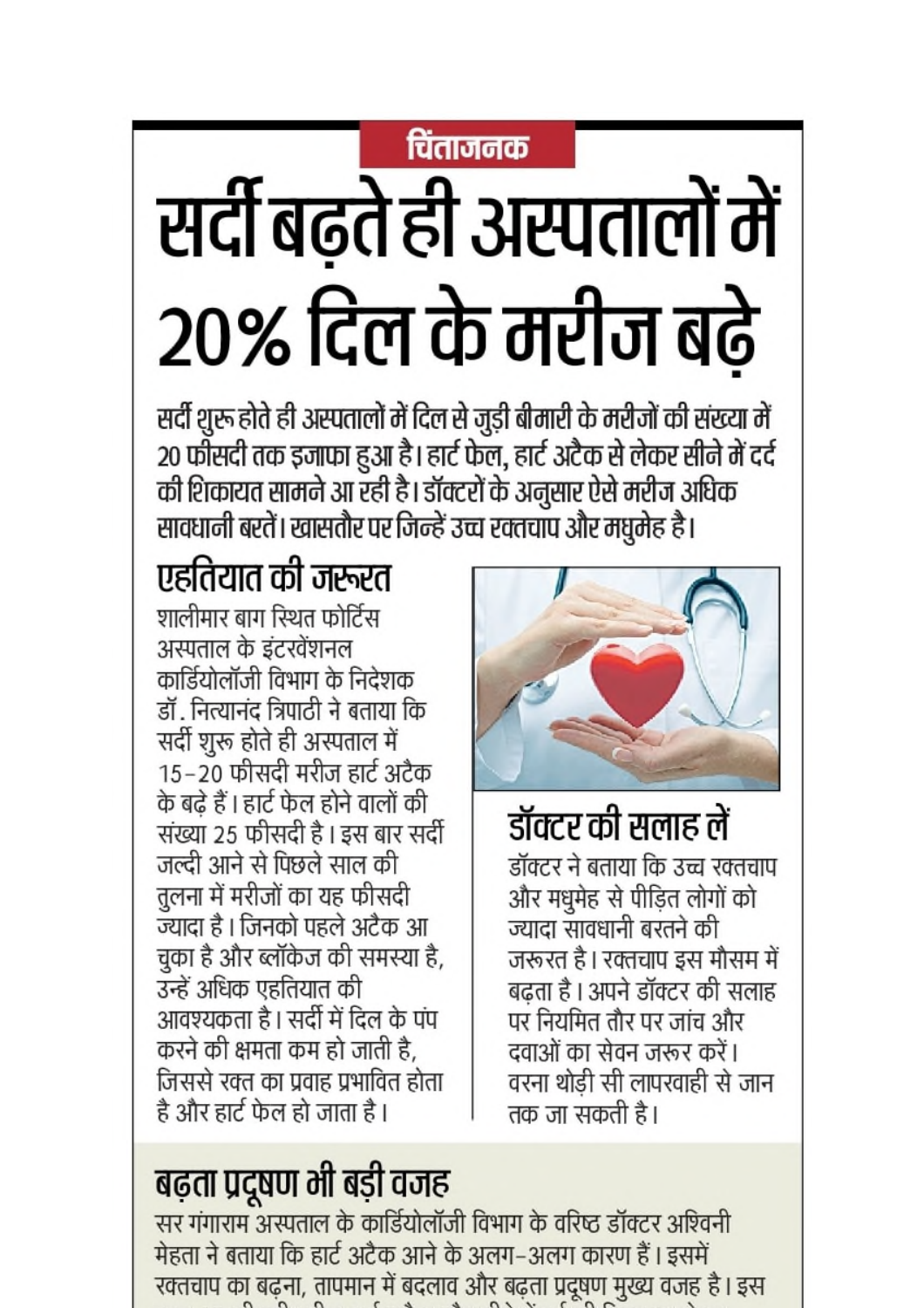चिंताजनक

# सर्दी बढ़ते ही अस्पतालों में 20% दिल के मरीज बढ़े

सर्दी शुरू होते ही अस्पतालों में दिल से जुड़ी बीमारी के मरीजों की संख्या में 20 फीसदी तक इजाफा हुआ है। हार्ट फेल, हार्ट अटैक से लेकर सीने में दर्द की शिकायत सामने आ रही है। डॉक्टरों के अनुसार ऐसे मरीज अधिक सावधानी बरतें। खासतौर पर जिन्हें उच्च रक्तचाप और मधुमेह है।

## एहतियात की जरूरत

शालीमार बाग स्थित फोर्टिस अस्पताल के इंटरवेंशनल कार्डियोलॉजी विभाग के निदेशक डॉ. नित्यानंद त्रिपाठी ने बताया कि सर्दी शुरू होते ही अस्पताल में 15-20 फीसदी मरीज हार्ट अटैक के बढ़े हैं। हार्ट फेल होने वालों की संख्या 25 फीसदी है। इस बार सर्दी जल्दी आने से पिछले साल की तुलना में मरीजों का यह फीसदी ज्यादा है। जिनको पहले अटैक आ चुका है और ब्लॉकेज की समस्या है, उन्हें अधिक एहतियात की आवश्यकता है। सर्दी में दिल के पंप करने की क्षमता कम हो जाती है, जिससे रक्त का प्रवाह प्रभावित होता है और हार्ट फेल हो जाता है।

## डॉक्टर की सलाह लें

डॉक्टर ने बताया कि उच्च रक्तचाप और मधुमेह से पीड़ित लोगों को ज्यादा सावधानी बरतने की जरूरत है। रक्तचाप इस मौसम में बढ़ता है। अपने डॉक्टर की सलाह पर नियमित तौर पर जांच और दवाओं का सेवन जरूर करें। वरना थोड़ी सी लापरवाही से जान तक जा सकती है।

## बढ़ता प्रदूषण भी बड़ी वजह

सर गंगाराम अस्पताल के कार्डियोलॉजी विभाग के वरिष्ठ डॉक्टर अश्विनी मेहता ने बताया कि हार्ट अटैक आने के अलग-अलग कारण हैं। इसमें रक्तचाप का बढ़ना, तापमान में बदलाव और बढ़ता प्रदूषण मुख्य वजह है। इस